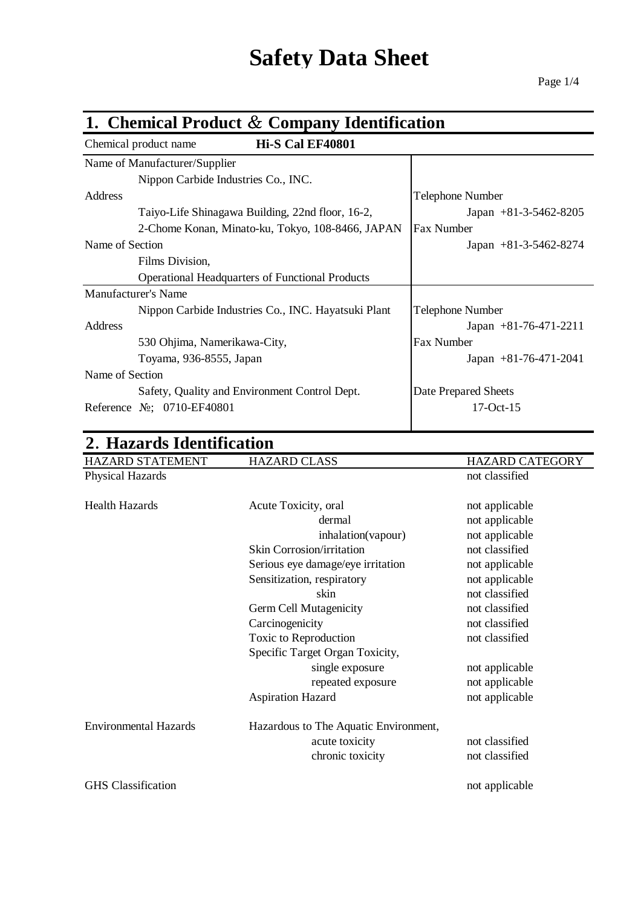# Safety Data Sheet

## 1. Chemical Product & Company Identification

Chemical product name **Hi-S Cal EF40801**

| | |
|---|---|
| Name of Manufacturer/Supplier<br>Nippon Carbide Industries Co., INC. | |
| Address<br>Taiyo-Life Shinagawa Building, 22nd floor, 16-2,<br>2-Chome Konan, Minato-ku, Tokyo, 108-8466, JAPAN | Telephone Number<br>Japan +81-3-5462-8205<br>Fax Number<br>Japan +81-3-5462-8274 |
| Name of Section<br>Films Division,<br>Operational Headquarters of Functional Products | |
| Manufacturer's Name<br>Nippon Carbide Industries Co., INC. Hayatsuki Plant | Telephone Number<br>Japan +81-76-471-2211 |
| Address<br>530 Ohjima, Namerikawa-City,<br>Toyama, 936-8555, Japan | Fax Number<br>Japan +81-76-471-2041 |
| Name of Section<br>Safety, Quality and Environment Control Dept. | Date Prepared Sheets<br>17-Oct-15 |
| Reference №; 0710-EF40801 | |

## 2. Hazards Identification

| HAZARD STATEMENT | HAZARD CLASS | HAZARD CATEGORY |
|---|---|---|
| Physical Hazards | | not classified |
| Health Hazards | Acute Toxicity, oral | not applicable |
| | dermal | not applicable |
| | inhalation(vapour) | not applicable |
| | Skin Corrosion/irritation | not classified |
| | Serious eye damage/eye irritation | not applicable |
| | Sensitization, respiratory | not applicable |
| | skin | not classified |
| | Germ Cell Mutagenicity | not classified |
| | Carcinogenicity | not classified |
| | Toxic to Reproduction | not classified |
| | Specific Target Organ Toxicity, | |
| | single exposure | not applicable |
| | repeated exposure | not applicable |
| | Aspiration Hazard | not applicable |
| Environmental Hazards | Hazardous to The Aquatic Environment, | |
| | acute toxicity | not classified |
| | chronic toxicity | not classified |
| GHS Classification | | not applicable |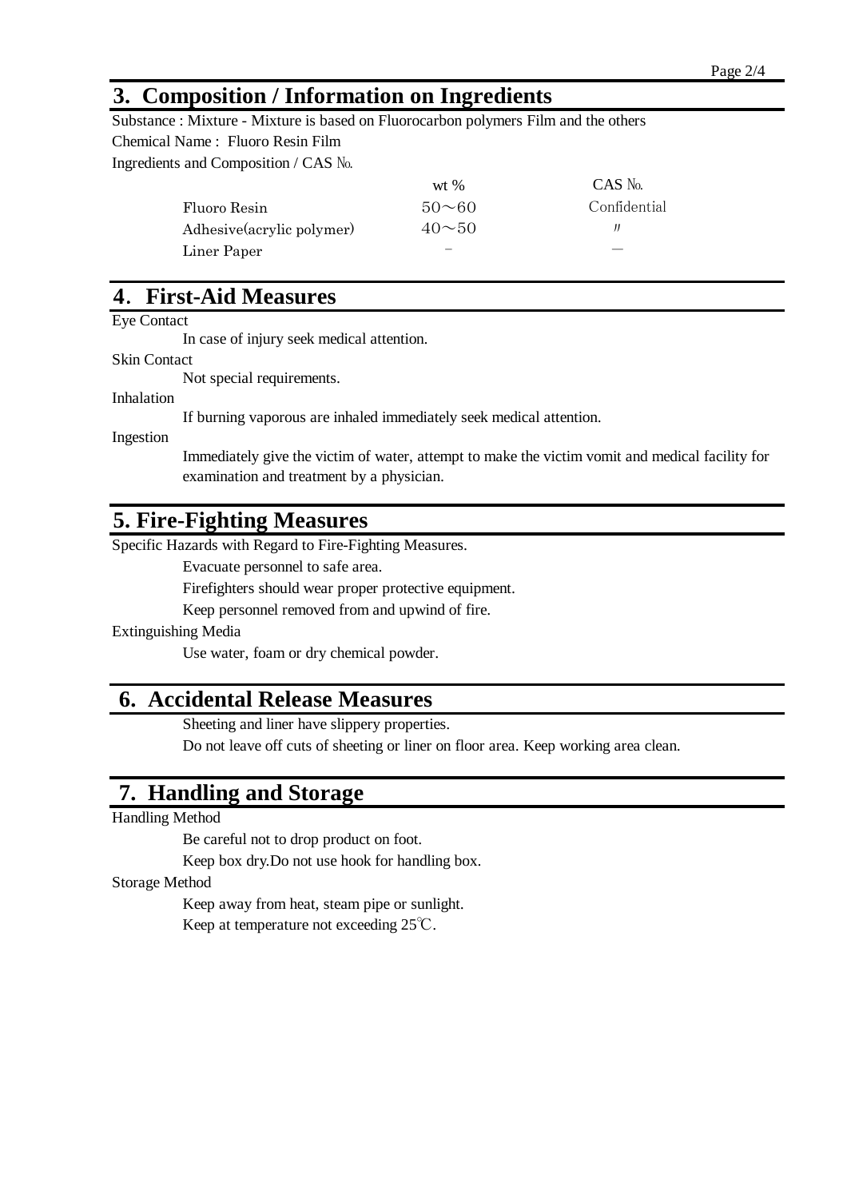## 3. Composition / Information on Ingredients

Substance : Mixture - Mixture is based on Fluorocarbon polymers Film and the others

Chemical Name : Fluoro Resin Film

Ingredients and Composition / CAS №.

| | wt % | CAS №. |
|---|---|---|
| Fluoro Resin | 50～60 | Confidential |
| Adhesive(acrylic polymer) | 40～50 | 〃 |
| Liner Paper | － | ― |

## 4. First-Aid Measures

Eye Contact

In case of injury seek medical attention.

Skin Contact

Not special requirements.

Inhalation

If burning vaporous are inhaled immediately seek medical attention.

Ingestion

Immediately give the victim of water, attempt to make the victim vomit and medical facility for examination and treatment by a physician.

## 5. Fire-Fighting Measures

Specific Hazards with Regard to Fire-Fighting Measures.

Evacuate personnel to safe area.

Firefighters should wear proper protective equipment.

Keep personnel removed from and upwind of fire.

Extinguishing Media

Use water, foam or dry chemical powder.

## 6. Accidental Release Measures

Sheeting and liner have slippery properties.

Do not leave off cuts of sheeting or liner on floor area. Keep working area clean.

## 7. Handling and Storage

Handling Method

Be careful not to drop product on foot.

Keep box dry.Do not use hook for handling box.

Storage Method

Keep away from heat, steam pipe or sunlight.

Keep at temperature not exceeding 25℃.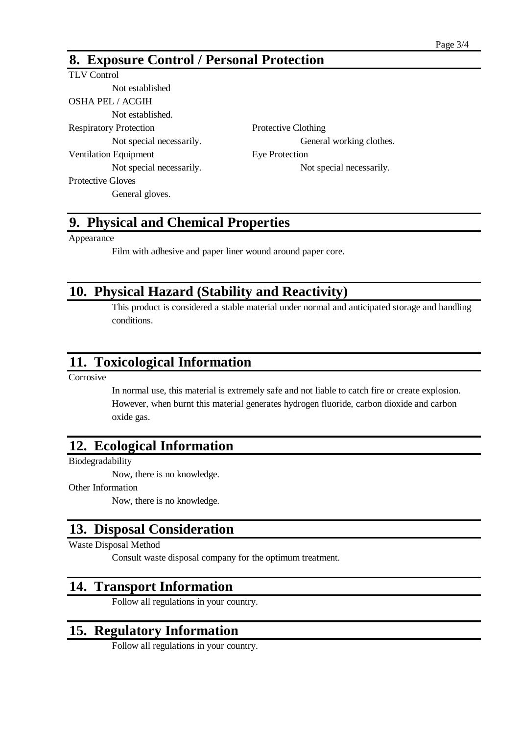## 8. Exposure Control / Personal Protection

TLV Control

Not established

OSHA PEL / ACGIH

Not established.

Respiratory Protection

Not special necessarily.

Ventilation Equipment

Not special necessarily.

Protective Gloves

General gloves.

Protective Clothing

General working clothes.

Eye Protection

Not special necessarily.

## 9. Physical and Chemical Properties

Appearance

Film with adhesive and paper liner wound around paper core.

## 10. Physical Hazard (Stability and Reactivity)

This product is considered a stable material under normal and anticipated storage and handling conditions.

## 11. Toxicological Information

Corrosive

In normal use, this material is extremely safe and not liable to catch fire or create explosion. However, when burnt this material generates hydrogen fluoride, carbon dioxide and carbon oxide gas.

## 12. Ecological Information

Biodegradability

Now, there is no knowledge.

Other Information

Now, there is no knowledge.

## 13. Disposal Consideration

Waste Disposal Method

Consult waste disposal company for the optimum treatment.

## 14. Transport Information

Follow all regulations in your country.

## 15. Regulatory Information

Follow all regulations in your country.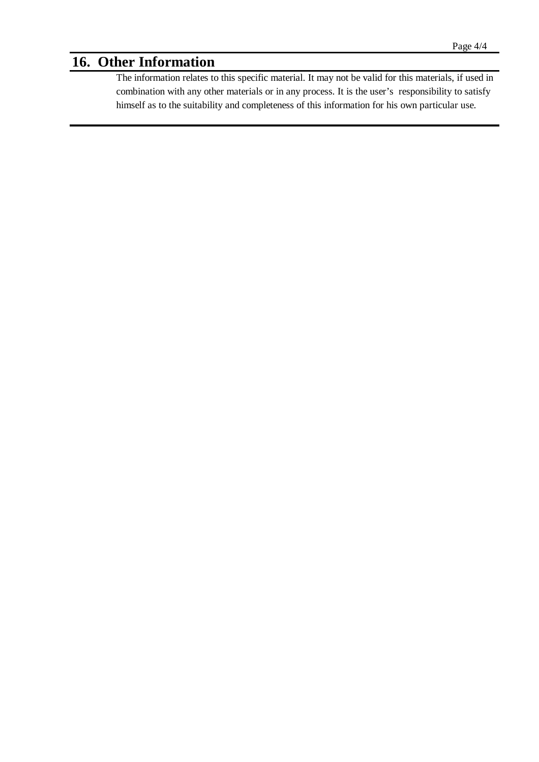## 16. Other Information

The information relates to this specific material. It may not be valid for this materials, if used in combination with any other materials or in any process. It is the user's responsibility to satisfy himself as to the suitability and completeness of this information for his own particular use.